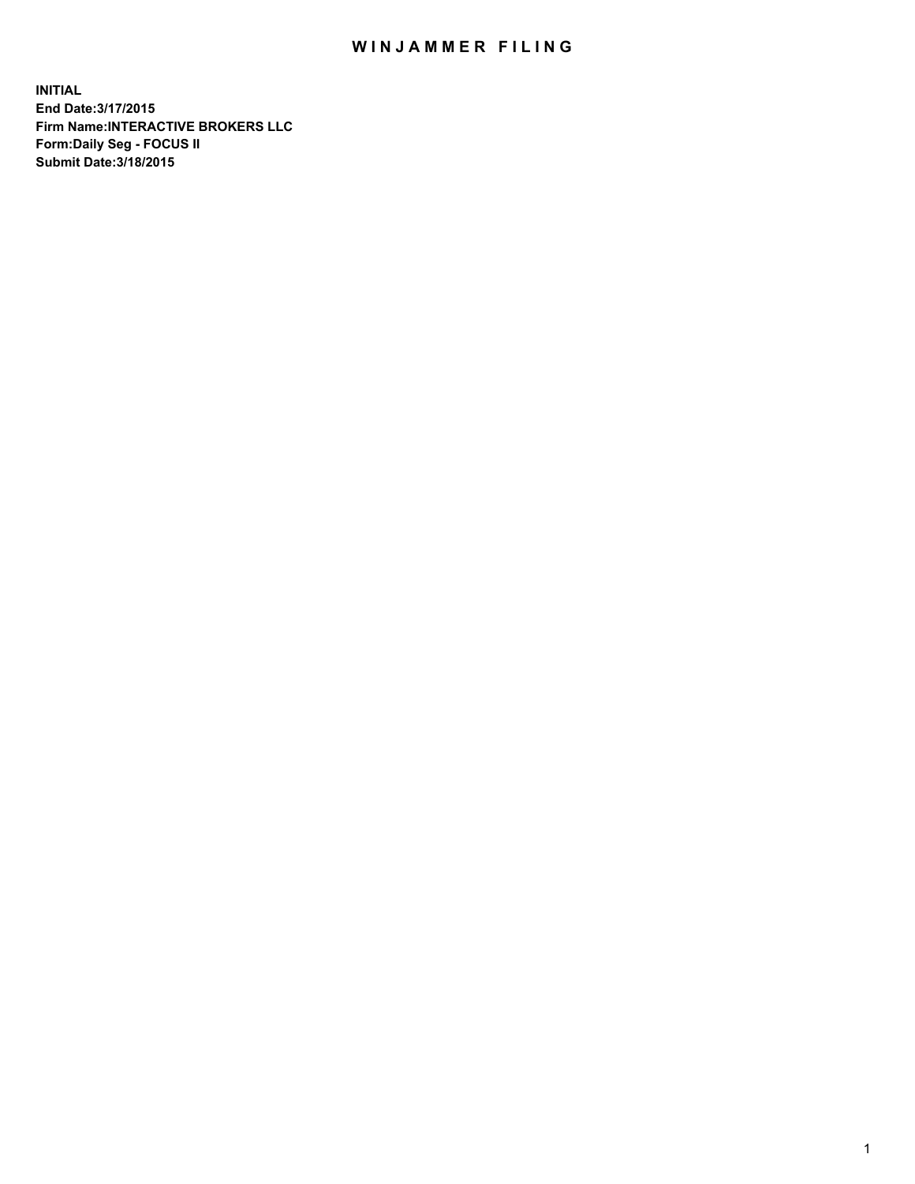# WINJAMMER FILING

**INITIAL**
**End Date:3/17/2015**
**Firm Name:INTERACTIVE BROKERS LLC**
**Form:Daily Seg - FOCUS II**
**Submit Date:3/18/2015**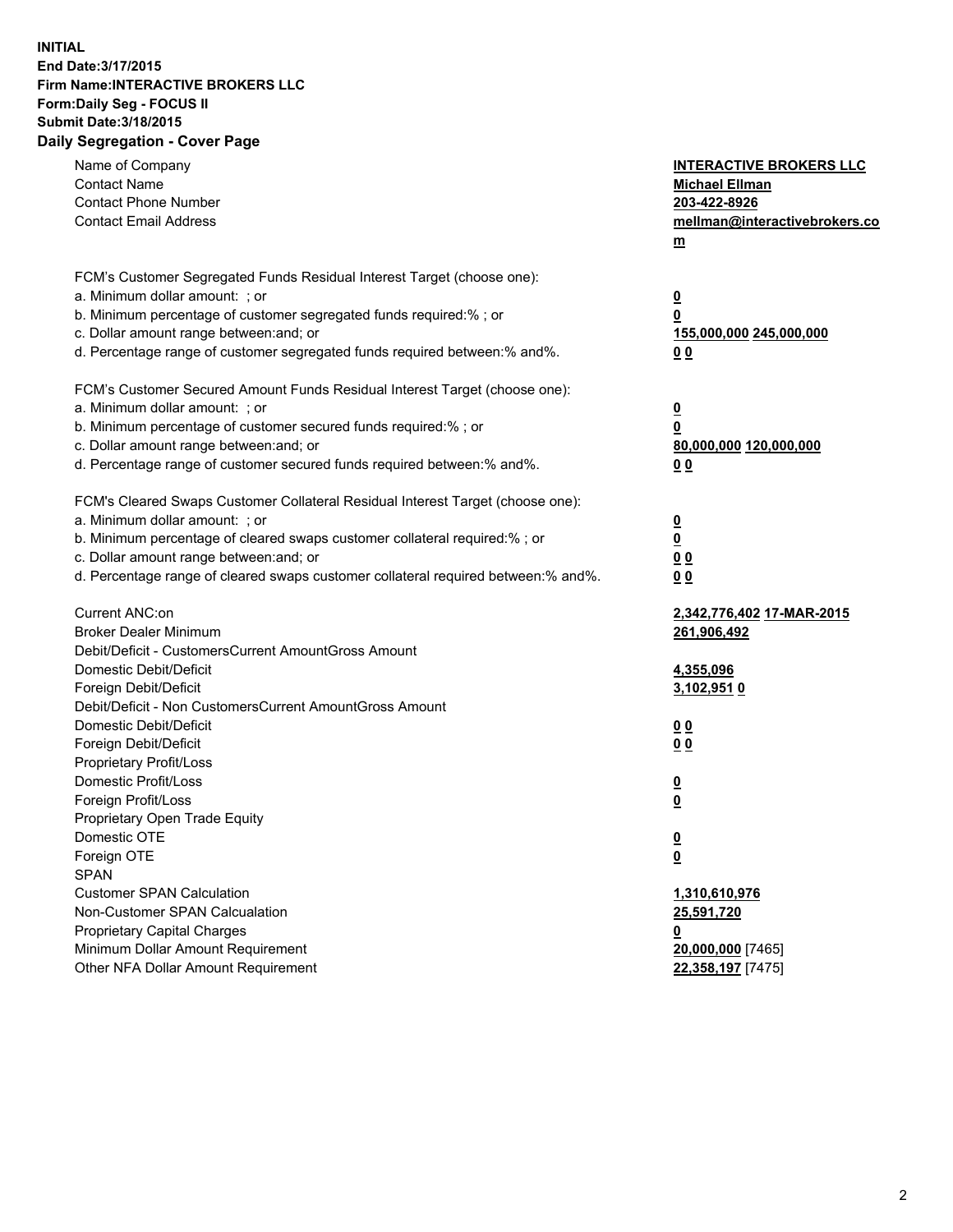**INITIAL**
**End Date:3/17/2015**
**Firm Name:INTERACTIVE BROKERS LLC**
**Form:Daily Seg - FOCUS II**
**Submit Date:3/18/2015**
**Daily Segregation - Cover Page**

| | |
|---|---|
| Name of Company | **INTERACTIVE BROKERS LLC** |
| Contact Name | **Michael Ellman** |
| Contact Phone Number | **203-422-8926** |
| Contact Email Address | **mellman@interactivebrokers.com** |
| FCM's Customer Segregated Funds Residual Interest Target (choose one): | |
| a. Minimum dollar amount: ; or | **0** |
| b. Minimum percentage of customer segregated funds required:% ; or | **0** |
| c. Dollar amount range between:and; or | **155,000,000 245,000,000** |
| d. Percentage range of customer segregated funds required between:% and%. | **0 0** |
| FCM's Customer Secured Amount Funds Residual Interest Target (choose one): | |
| a. Minimum dollar amount: ; or | **0** |
| b. Minimum percentage of customer secured funds required:% ; or | **0** |
| c. Dollar amount range between:and; or | **80,000,000 120,000,000** |
| d. Percentage range of customer secured funds required between:% and%. | **0 0** |
| FCM's Cleared Swaps Customer Collateral Residual Interest Target (choose one): | |
| a. Minimum dollar amount: ; or | **0** |
| b. Minimum percentage of cleared swaps customer collateral required:% ; or | **0** |
| c. Dollar amount range between:and; or | **0 0** |
| d. Percentage range of cleared swaps customer collateral required between:% and%. | **0 0** |
| Current ANC:on | **2,342,776,402 17-MAR-2015** |
| Broker Dealer Minimum | **261,906,492** |
| Debit/Deficit - CustomersCurrent AmountGross Amount | |
| Domestic Debit/Deficit | **4,355,096** |
| Foreign Debit/Deficit | **3,102,951 0** |
| Debit/Deficit - Non CustomersCurrent AmountGross Amount | |
| Domestic Debit/Deficit | **0 0** |
| Foreign Debit/Deficit | **0 0** |
| Proprietary Profit/Loss | |
| Domestic Profit/Loss | **0** |
| Foreign Profit/Loss | **0** |
| Proprietary Open Trade Equity | |
| Domestic OTE | **0** |
| Foreign OTE | **0** |
| SPAN | |
| Customer SPAN Calculation | **1,310,610,976** |
| Non-Customer SPAN Calcualation | **25,591,720** |
| Proprietary Capital Charges | **0** |
| Minimum Dollar Amount Requirement | **20,000,000** [7465] |
| Other NFA Dollar Amount Requirement | **22,358,197** [7475] |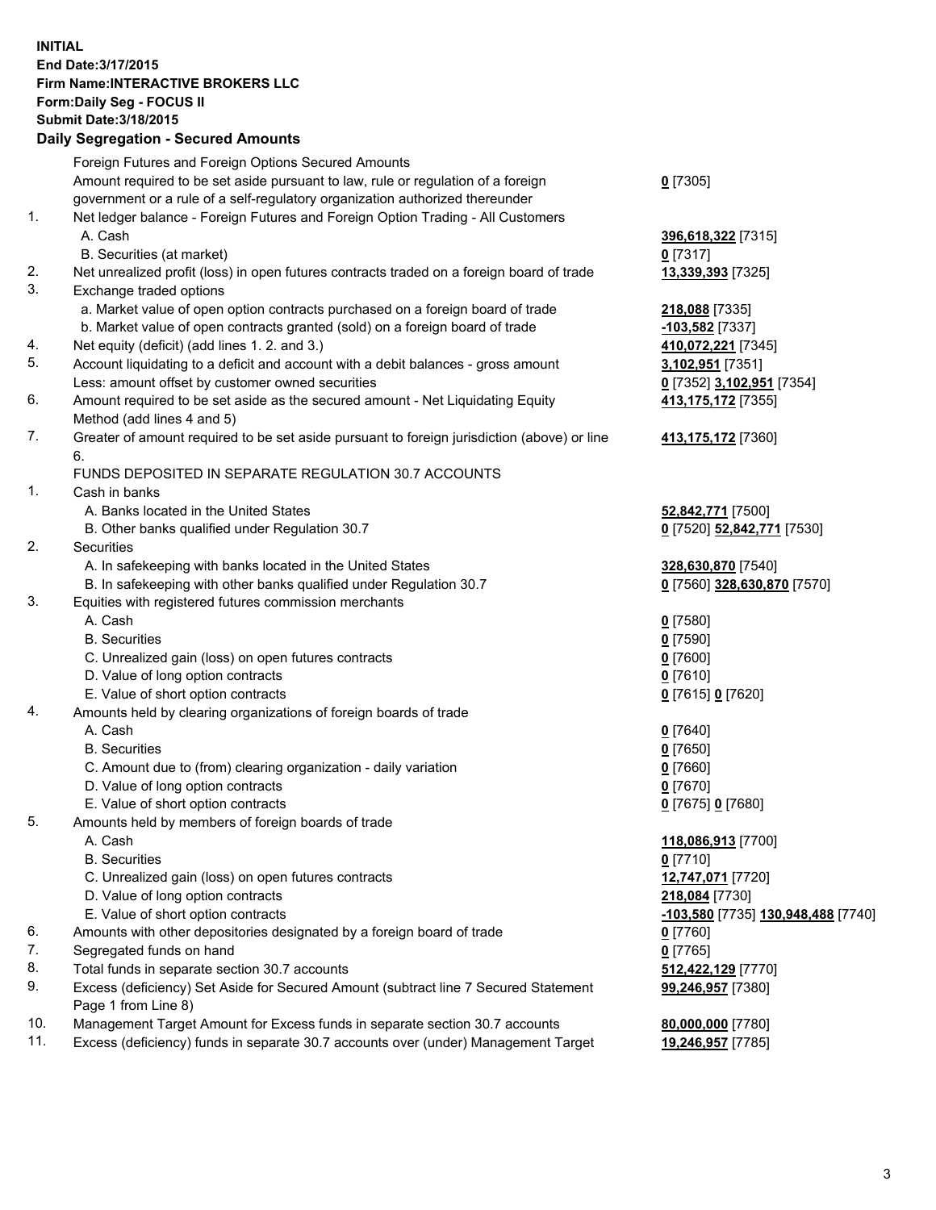**INITIAL**
**End Date:3/17/2015**
**Firm Name:INTERACTIVE BROKERS LLC**
**Form:Daily Seg - FOCUS II**
**Submit Date:3/18/2015**

**Daily Segregation - Secured Amounts**

| | | |
|---|---|---|
| | Foreign Futures and Foreign Options Secured Amounts | |
| | Amount required to be set aside pursuant to law, rule or regulation of a foreign government or a rule of a self-regulatory organization authorized thereunder | **0** [7305] |
| 1. | Net ledger balance - Foreign Futures and Foreign Option Trading - All Customers | |
| | A. Cash | **396,618,322** [7315] |
| | B. Securities (at market) | **0** [7317] |
| 2. | Net unrealized profit (loss) in open futures contracts traded on a foreign board of trade | **13,339,393** [7325] |
| 3. | Exchange traded options | |
| | a. Market value of open option contracts purchased on a foreign board of trade | **218,088** [7335] |
| | b. Market value of open contracts granted (sold) on a foreign board of trade | **-103,582** [7337] |
| 4. | Net equity (deficit) (add lines 1. 2. and 3.) | **410,072,221** [7345] |
| 5. | Account liquidating to a deficit and account with a debit balances - gross amount | **3,102,951** [7351] |
| | Less: amount offset by customer owned securities | **0** [7352] **3,102,951** [7354] |
| 6. | Amount required to be set aside as the secured amount - Net Liquidating Equity Method (add lines 4 and 5) | **413,175,172** [7355] |
| 7. | Greater of amount required to be set aside pursuant to foreign jurisdiction (above) or line 6. | **413,175,172** [7360] |
| | FUNDS DEPOSITED IN SEPARATE REGULATION 30.7 ACCOUNTS | |
| 1. | Cash in banks | |
| | A. Banks located in the United States | **52,842,771** [7500] |
| | B. Other banks qualified under Regulation 30.7 | **0** [7520] **52,842,771** [7530] |
| 2. | Securities | |
| | A. In safekeeping with banks located in the United States | **328,630,870** [7540] |
| | B. In safekeeping with other banks qualified under Regulation 30.7 | **0** [7560] **328,630,870** [7570] |
| 3. | Equities with registered futures commission merchants | |
| | A. Cash | **0** [7580] |
| | B. Securities | **0** [7590] |
| | C. Unrealized gain (loss) on open futures contracts | **0** [7600] |
| | D. Value of long option contracts | **0** [7610] |
| | E. Value of short option contracts | **0** [7615] **0** [7620] |
| 4. | Amounts held by clearing organizations of foreign boards of trade | |
| | A. Cash | **0** [7640] |
| | B. Securities | **0** [7650] |
| | C. Amount due to (from) clearing organization - daily variation | **0** [7660] |
| | D. Value of long option contracts | **0** [7670] |
| | E. Value of short option contracts | **0** [7675] **0** [7680] |
| 5. | Amounts held by members of foreign boards of trade | |
| | A. Cash | **118,086,913** [7700] |
| | B. Securities | **0** [7710] |
| | C. Unrealized gain (loss) on open futures contracts | **12,747,071** [7720] |
| | D. Value of long option contracts | **218,084** [7730] |
| | E. Value of short option contracts | **-103,580** [7735] **130,948,488** [7740] |
| 6. | Amounts with other depositories designated by a foreign board of trade | **0** [7760] |
| 7. | Segregated funds on hand | **0** [7765] |
| 8. | Total funds in separate section 30.7 accounts | **512,422,129** [7770] |
| 9. | Excess (deficiency) Set Aside for Secured Amount (subtract line 7 Secured Statement Page 1 from Line 8) | **99,246,957** [7380] |
| 10. | Management Target Amount for Excess funds in separate section 30.7 accounts | **80,000,000** [7780] |
| 11. | Excess (deficiency) funds in separate 30.7 accounts over (under) Management Target | **19,246,957** [7785] |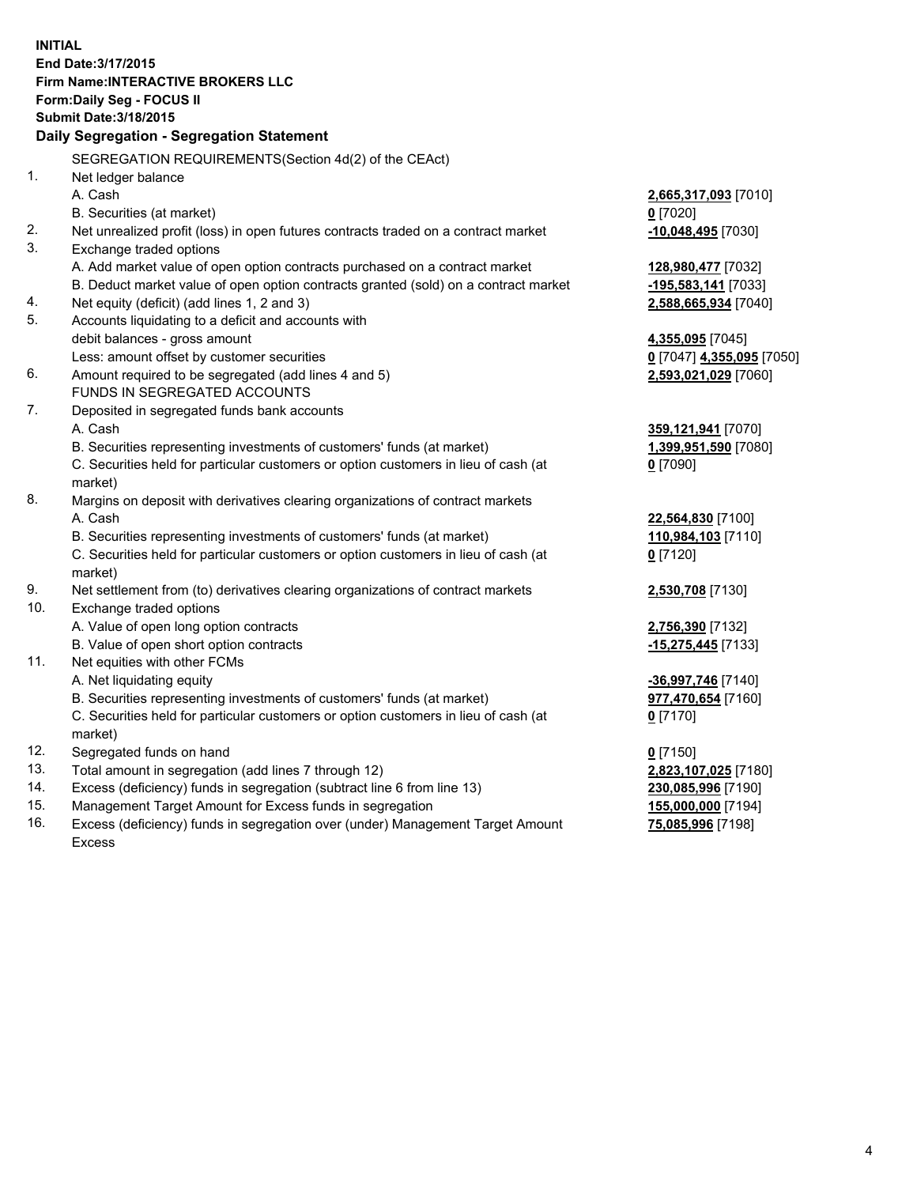**INITIAL**
**End Date:3/17/2015**
**Firm Name:INTERACTIVE BROKERS LLC**
**Form:Daily Seg - FOCUS II**
**Submit Date:3/18/2015**

### Daily Segregation - Segregation Statement

| | | |
|---|---|---|
| | SEGREGATION REQUIREMENTS(Section 4d(2) of the CEAct) | |
| 1. | Net ledger balance | |
| | A. Cash | **2,665,317,093** [7010] |
| | B. Securities (at market) | **0** [7020] |
| 2. | Net unrealized profit (loss) in open futures contracts traded on a contract market | **-10,048,495** [7030] |
| 3. | Exchange traded options | |
| | A. Add market value of open option contracts purchased on a contract market | **128,980,477** [7032] |
| | B. Deduct market value of open option contracts granted (sold) on a contract market | **-195,583,141** [7033] |
| 4. | Net equity (deficit) (add lines 1, 2 and 3) | **2,588,665,934** [7040] |
| 5. | Accounts liquidating to a deficit and accounts with debit balances - gross amount | **4,355,095** [7045] |
| | Less: amount offset by customer securities | **0** [7047] **4,355,095** [7050] |
| 6. | Amount required to be segregated (add lines 4 and 5) | **2,593,021,029** [7060] |
| | FUNDS IN SEGREGATED ACCOUNTS | |
| 7. | Deposited in segregated funds bank accounts | |
| | A. Cash | **359,121,941** [7070] |
| | B. Securities representing investments of customers' funds (at market) | **1,399,951,590** [7080] |
| | C. Securities held for particular customers or option customers in lieu of cash (at market) | **0** [7090] |
| 8. | Margins on deposit with derivatives clearing organizations of contract markets | |
| | A. Cash | **22,564,830** [7100] |
| | B. Securities representing investments of customers' funds (at market) | **110,984,103** [7110] |
| | C. Securities held for particular customers or option customers in lieu of cash (at market) | **0** [7120] |
| 9. | Net settlement from (to) derivatives clearing organizations of contract markets | **2,530,708** [7130] |
| 10. | Exchange traded options | |
| | A. Value of open long option contracts | **2,756,390** [7132] |
| | B. Value of open short option contracts | **-15,275,445** [7133] |
| 11. | Net equities with other FCMs | |
| | A. Net liquidating equity | **-36,997,746** [7140] |
| | B. Securities representing investments of customers' funds (at market) | **977,470,654** [7160] |
| | C. Securities held for particular customers or option customers in lieu of cash (at market) | **0** [7170] |
| 12. | Segregated funds on hand | **0** [7150] |
| 13. | Total amount in segregation (add lines 7 through 12) | **2,823,107,025** [7180] |
| 14. | Excess (deficiency) funds in segregation (subtract line 6 from line 13) | **230,085,996** [7190] |
| 15. | Management Target Amount for Excess funds in segregation | **155,000,000** [7194] |
| 16. | Excess (deficiency) funds in segregation over (under) Management Target Amount Excess | **75,085,996** [7198] |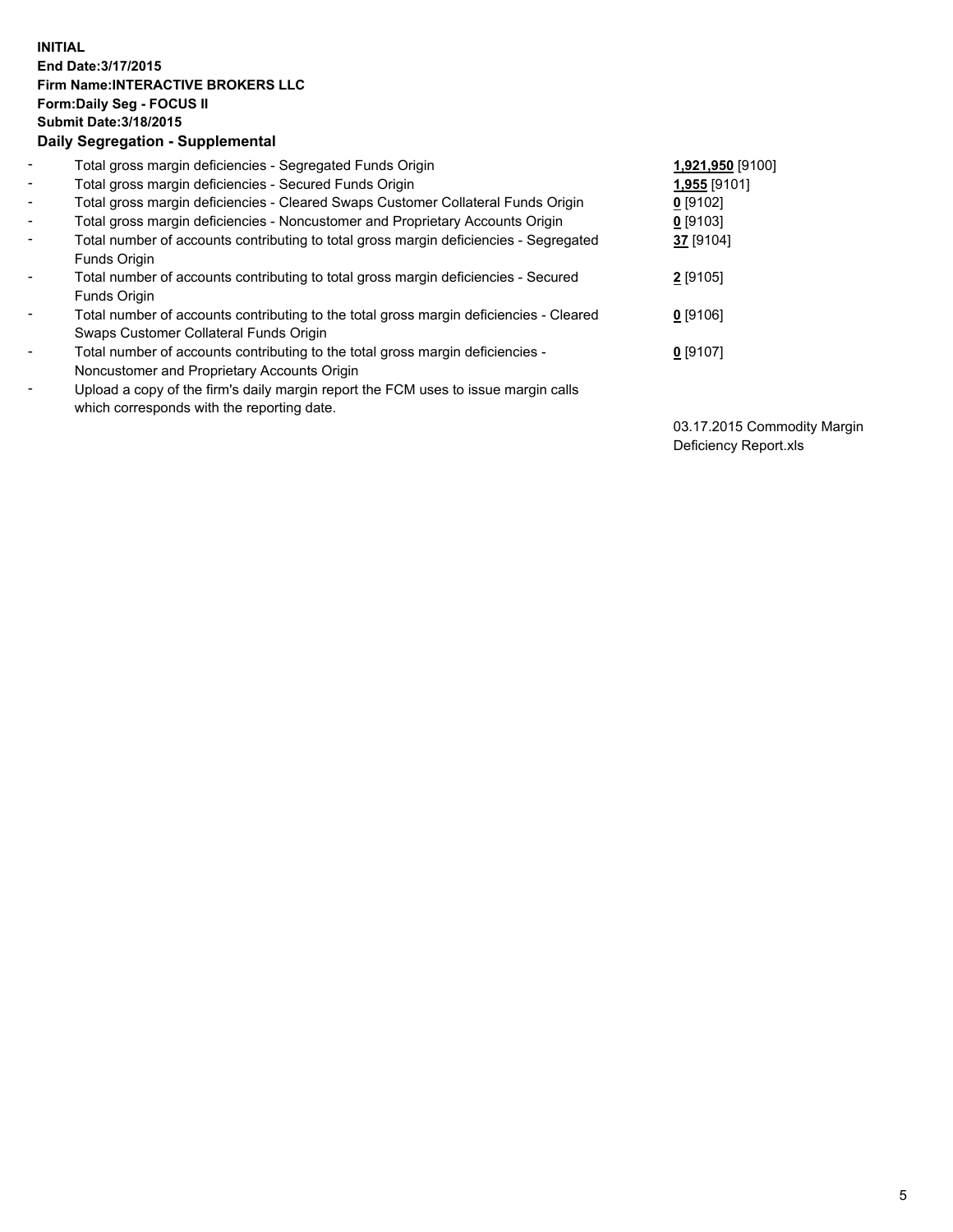**INITIAL**
**End Date:3/17/2015**
**Firm Name:INTERACTIVE BROKERS LLC**
**Form:Daily Seg - FOCUS II**
**Submit Date:3/18/2015**
**Daily Segregation - Supplemental**

| | | |
|---|---|---|
| - | Total gross margin deficiencies - Segregated Funds Origin | **1,921,950** [9100] |
| - | Total gross margin deficiencies - Secured Funds Origin | **1,955** [9101] |
| - | Total gross margin deficiencies - Cleared Swaps Customer Collateral Funds Origin | **0** [9102] |
| - | Total gross margin deficiencies - Noncustomer and Proprietary Accounts Origin | **0** [9103] |
| - | Total number of accounts contributing to total gross margin deficiencies - Segregated Funds Origin | **37** [9104] |
| - | Total number of accounts contributing to total gross margin deficiencies - Secured Funds Origin | **2** [9105] |
| - | Total number of accounts contributing to the total gross margin deficiencies - Cleared Swaps Customer Collateral Funds Origin | **0** [9106] |
| - | Total number of accounts contributing to the total gross margin deficiencies - Noncustomer and Proprietary Accounts Origin | **0** [9107] |
| - | Upload a copy of the firm's daily margin report the FCM uses to issue margin calls which corresponds with the reporting date. | 03.17.2015 Commodity Margin Deficiency Report.xls |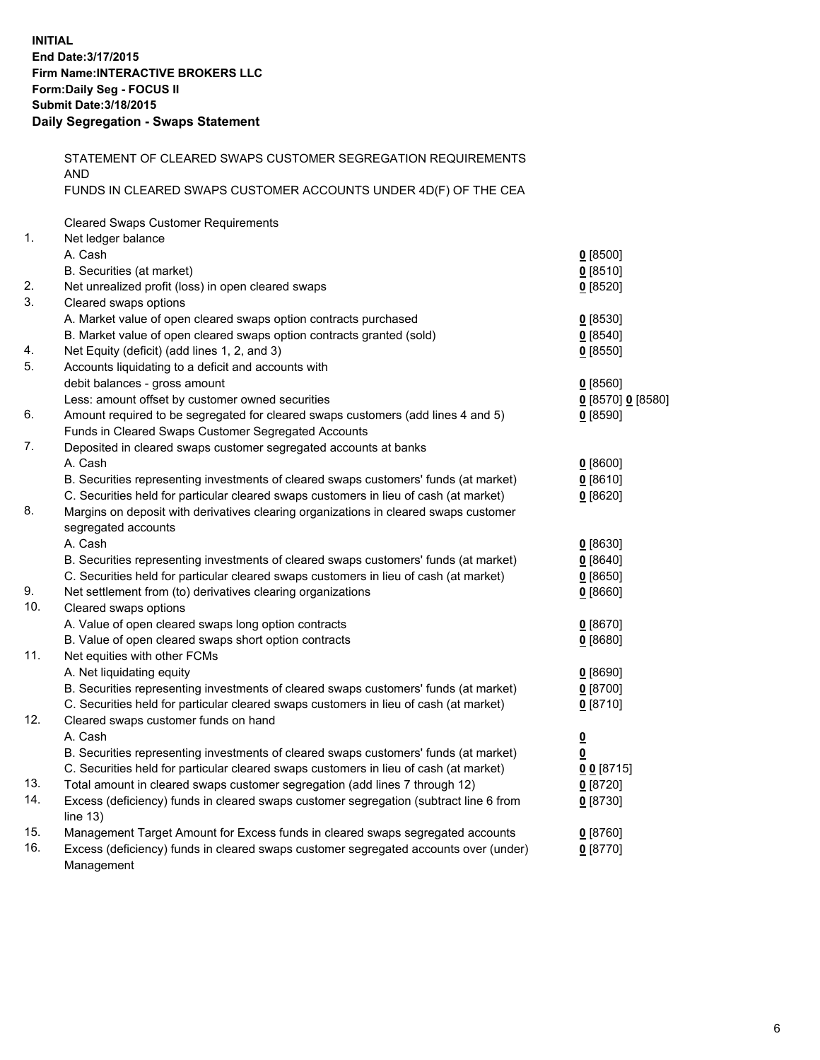**INITIAL**
**End Date:3/17/2015**
**Firm Name:INTERACTIVE BROKERS LLC**
**Form:Daily Seg - FOCUS II**
**Submit Date:3/18/2015**
**Daily Segregation - Swaps Statement**

STATEMENT OF CLEARED SWAPS CUSTOMER SEGREGATION REQUIREMENTS AND FUNDS IN CLEARED SWAPS CUSTOMER ACCOUNTS UNDER 4D(F) OF THE CEA

| | | |
|---|---|---|
| | Cleared Swaps Customer Requirements | |
| 1. | Net ledger balance | |
| | A. Cash | 0 [8500] |
| | B. Securities (at market) | 0 [8510] |
| 2. | Net unrealized profit (loss) in open cleared swaps | 0 [8520] |
| 3. | Cleared swaps options | |
| | A. Market value of open cleared swaps option contracts purchased | 0 [8530] |
| | B. Market value of open cleared swaps option contracts granted (sold) | 0 [8540] |
| 4. | Net Equity (deficit) (add lines 1, 2, and 3) | 0 [8550] |
| 5. | Accounts liquidating to a deficit and accounts with debit balances - gross amount | 0 [8560] |
| | Less: amount offset by customer owned securities | 0 [8570] 0 [8580] |
| 6. | Amount required to be segregated for cleared swaps customers (add lines 4 and 5) | 0 [8590] |
| | Funds in Cleared Swaps Customer Segregated Accounts | |
| 7. | Deposited in cleared swaps customer segregated accounts at banks | |
| | A. Cash | 0 [8600] |
| | B. Securities representing investments of cleared swaps customers' funds (at market) | 0 [8610] |
| | C. Securities held for particular cleared swaps customers in lieu of cash (at market) | 0 [8620] |
| 8. | Margins on deposit with derivatives clearing organizations in cleared swaps customer segregated accounts | |
| | A. Cash | 0 [8630] |
| | B. Securities representing investments of cleared swaps customers' funds (at market) | 0 [8640] |
| | C. Securities held for particular cleared swaps customers in lieu of cash (at market) | 0 [8650] |
| 9. | Net settlement from (to) derivatives clearing organizations | 0 [8660] |
| 10. | Cleared swaps options | |
| | A. Value of open cleared swaps long option contracts | 0 [8670] |
| | B. Value of open cleared swaps short option contracts | 0 [8680] |
| 11. | Net equities with other FCMs | |
| | A. Net liquidating equity | 0 [8690] |
| | B. Securities representing investments of cleared swaps customers' funds (at market) | 0 [8700] |
| | C. Securities held for particular cleared swaps customers in lieu of cash (at market) | 0 [8710] |
| 12. | Cleared swaps customer funds on hand | |
| | A. Cash | 0 |
| | B. Securities representing investments of cleared swaps customers' funds (at market) | 0 |
| | C. Securities held for particular cleared swaps customers in lieu of cash (at market) | 0 0 [8715] |
| 13. | Total amount in cleared swaps customer segregation (add lines 7 through 12) | 0 [8720] |
| 14. | Excess (deficiency) funds in cleared swaps customer segregation (subtract line 6 from line 13) | 0 [8730] |
| 15. | Management Target Amount for Excess funds in cleared swaps segregated accounts | 0 [8760] |
| 16. | Excess (deficiency) funds in cleared swaps customer segregated accounts over (under) Management | 0 [8770] |